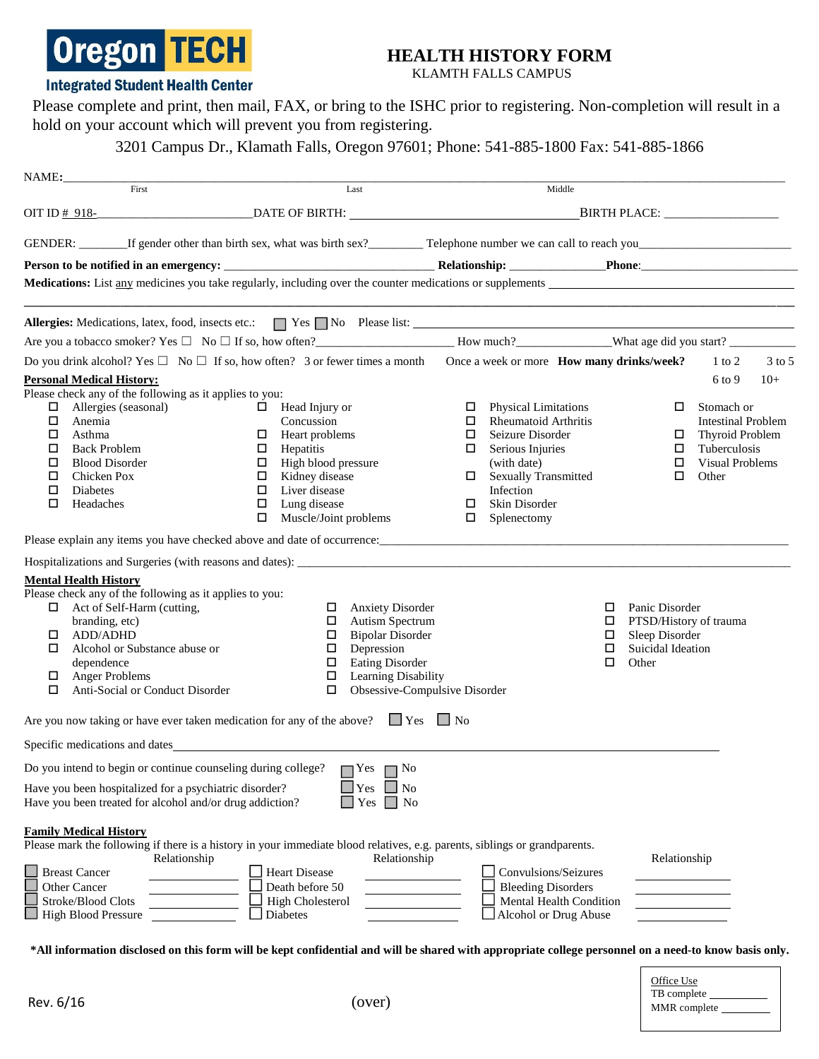**Oregon TECH**
**Integrated Student Health Center**

# HEALTH HISTORY FORM

KLAMTH FALLS CAMPUS

Please complete and print, then mail, FAX, or bring to the ISHC prior to registering. Non-completion will result in a hold on your account which will prevent you from registering.

3201 Campus Dr., Klamath Falls, Oregon 97601; Phone: 541-885-1800 Fax: 541-885-1866

NAME:_______________________________________________________________________________
First Last Middle

OIT ID # 918-________________________DATE OF BIRTH: ___________________________________BIRTH PLACE: __________________

GENDER: ________If gender other than birth sex, what was birth sex?_________ Telephone number we can call to reach you________________________

**Person to be notified in an emergency:** __________________________________ **Relationship:** _______________**Phone**:__________________________

**Medications:** List any medicines you take regularly, including over the counter medications or supplements ______________________________________

______________________________________________________________________________________________

**Allergies:** Medications, latex, food, insects etc.: ☐ Yes ☐ No Please list: ______________________________________________

Are you a tobacco smoker? Yes ☐ No ☐ If so, how often?______________________ How much?_______________What age did you start? ___________

Do you drink alcohol? Yes ☐ No ☐ If so, how often? 3 or fewer times a month Once a week or more **How many drinks/week?** 1 to 2 3 to 5 6 to 9 10+

**Personal Medical History:**

Please check any of the following as it applies to you:

- ☐ Allergies (seasonal)
- ☐ Anemia
- ☐ Asthma
- ☐ Back Problem
- ☐ Blood Disorder
- ☐ Chicken Pox
- ☐ Diabetes
- ☐ Headaches
- ☐ Head Injury or Concussion
- ☐ Heart problems
- ☐ Hepatitis
- ☐ High blood pressure
- ☐ Kidney disease
- ☐ Liver disease
- ☐ Lung disease
- ☐ Muscle/Joint problems
- ☐ Physical Limitations
- ☐ Rheumatoid Arthritis
- ☐ Seizure Disorder
- ☐ Serious Injuries (with date)
- ☐ Sexually Transmitted Infection
- ☐ Skin Disorder
- ☐ Splenectomy
- ☐ Stomach or Intestinal Problem
- ☐ Thyroid Problem
- ☐ Tuberculosis
- ☐ Visual Problems
- ☐ Other

Please explain any items you have checked above and date of occurrence:______________________________________________________________

Hospitalizations and Surgeries (with reasons and dates): ____________________________________________________________________

**Mental Health History**

Please check any of the following as it applies to you:

- ☐ Act of Self-Harm (cutting, branding, etc)
- ☐ ADD/ADHD
- ☐ Alcohol or Substance abuse or dependence
- ☐ Anger Problems
- ☐ Anti-Social or Conduct Disorder
- ☐ Anxiety Disorder
- ☐ Autism Spectrum
- ☐ Bipolar Disorder
- ☐ Depression
- ☐ Eating Disorder
- ☐ Learning Disability
- ☐ Obsessive-Compulsive Disorder
- ☐ Panic Disorder
- ☐ PTSD/History of trauma
- ☐ Sleep Disorder
- ☐ Suicidal Ideation
- ☐ Other

Are you now taking or have ever taken medication for any of the above? ☐ Yes ☐ No

Specific medications and dates______________________________________________________________________________

Do you intend to begin or continue counseling during college? ☐ Yes ☐ No

Have you been hospitalized for a psychiatric disorder? ☐ Yes ☐ No

Have you been treated for alcohol and/or drug addiction? ☐ Yes ☐ No

**Family Medical History**

Please mark the following if there is a history in your immediate blood relatives, e.g. parents, siblings or grandparents.

| Condition | Relationship | Condition | Relationship | Condition | Relationship |
|---|---|---|---|---|---|
| ☐ Breast Cancer | ________ | ☐ Heart Disease | ________ | ☐ Convulsions/Seizures | ________ |
| ☐ Other Cancer | ________ | ☐ Death before 50 | ________ | ☐ Bleeding Disorders | ________ |
| ☐ Stroke/Blood Clots | ________ | ☐ High Cholesterol | ________ | ☐ Mental Health Condition | ________ |
| ☐ High Blood Pressure | ________ | ☐ Diabetes | ________ | ☐ Alcohol or Drug Abuse | ________ |

***All information disclosed on this form will be kept confidential and will be shared with appropriate college personnel on a need-to know basis only.**

Rev. 6/16

(over)

Office Use
TB complete ________
MMR complete ________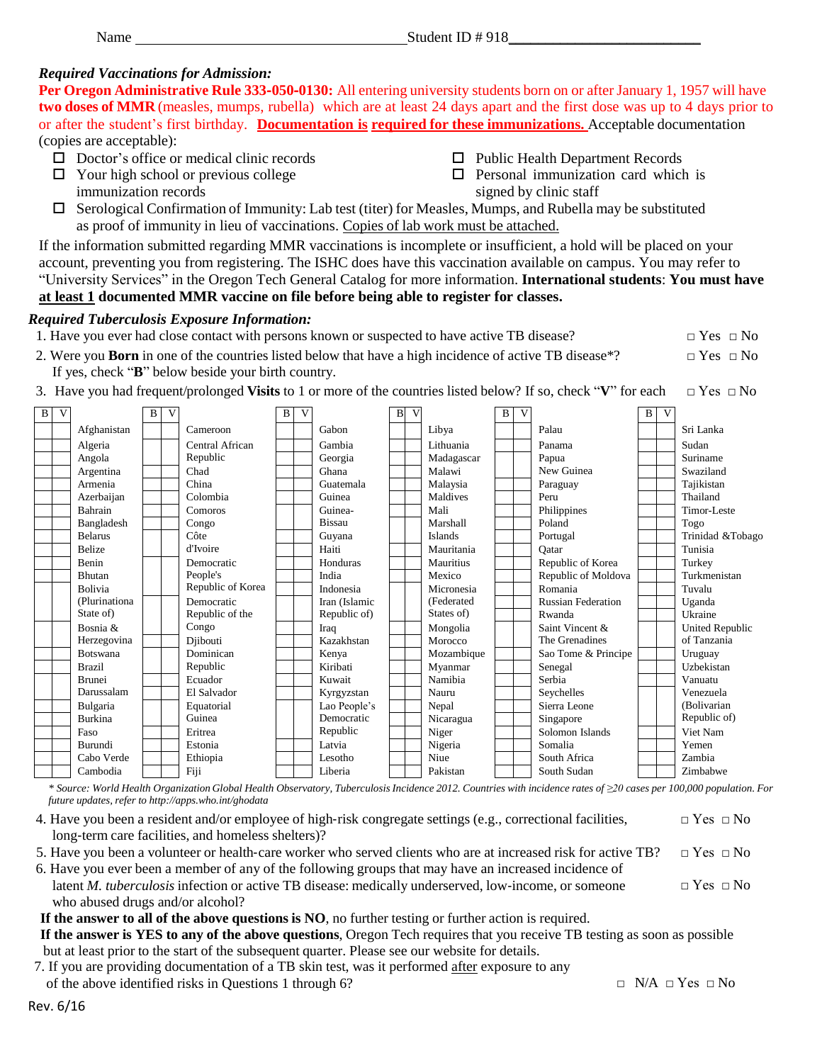Name ___________________________________ Student ID # 918________________________

***Required Vaccinations for Admission:***

**Per Oregon Administrative Rule 333-050-0130:** All entering university students born on or after January 1, 1957 will have **two doses of MMR** (measles, mumps, rubella) which are at least 24 days apart and the first dose was up to 4 days prior to or after the student's first birthday. **Documentation is required for these immunizations.** Acceptable documentation (copies are acceptable):

- ☐ Doctor's office or medical clinic records
- ☐ Your high school or previous college immunization records
- ☐ Public Health Department Records
- ☐ Personal immunization card which is signed by clinic staff
- ☐ Serological Confirmation of Immunity: Lab test (titer) for Measles, Mumps, and Rubella may be substituted as proof of immunity in lieu of vaccinations. Copies of lab work must be attached.

If the information submitted regarding MMR vaccinations is incomplete or insufficient, a hold will be placed on your account, preventing you from registering. The ISHC does have this vaccination available on campus. You may refer to "University Services" in the Oregon Tech General Catalog for more information. **International students**: **You must have at least 1 documented MMR vaccine on file before being able to register for classes.**

***Required Tuberculosis Exposure Information:***

1. Have you ever had close contact with persons known or suspected to have active TB disease? □ Yes □ No
2. Were you **Born** in one of the countries listed below that have a high incidence of active TB disease*? If yes, check "**B**" below beside your birth country. □ Yes □ No
3. Have you had frequent/prolonged **Visits** to 1 or more of the countries listed below? If so, check "**V**" for each □ Yes □ No

| B | V | | B | V | | B | V | | B | V | | B | V | | B | V | |
|---|---|---|---|---|---|---|---|---|---|---|---|---|---|---|---|---|---|
| | | Afghanistan | | | Cameroon | | | Gabon | | | Libya | | | Palau | | | Sri Lanka |
| | | Algeria | | | Central African Republic | | | Gambia | | | Lithuania | | | Panama | | | Sudan |
| | | Angola | | | Chad | | | Georgia | | | Madagascar | | | Papua New Guinea | | | Suriname |
| | | Argentina | | | China | | | Ghana | | | Malawi | | | Paraguay | | | Swaziland |
| | | Armenia | | | Colombia | | | Guatemala | | | Malaysia | | | Peru | | | Tajikistan |
| | | Azerbaijan | | | Comoros | | | Guinea | | | Maldives | | | Philippines | | | Thailand |
| | | Bahrain | | | Congo | | | Guinea-Bissau | | | Mali | | | Poland | | | Timor-Leste |
| | | Bangladesh | | | Côte d'Ivoire | | | Guyana | | | Marshall Islands | | | Portugal | | | Togo |
| | | Belarus | | | Democratic People's Republic of Korea | | | Haiti | | | Mauritania | | | Qatar | | | Trinidad &Tobago |
| | | Belize | | | Democratic Republic of the Congo | | | Honduras | | | Mauritius | | | Republic of Korea | | | Tunisia |
| | | Benin | | | Djibouti | | | India | | | Mexico | | | Republic of Moldova | | | Turkey |
| | | Bhutan | | | Dominican Republic | | | Indonesia | | | Micronesia (Federated States of) | | | Romania | | | Turkmenistan |
| | | Bolivia (Plurinationa State of) | | | Ecuador | | | Iran (Islamic Republic of) | | | Mongolia | | | Russian Federation | | | Tuvalu |
| | | Bosnia & Herzegovina | | | El Salvador | | | Iraq | | | Morocco | | | Rwanda | | | Uganda |
| | | Botswana | | | Equatorial Guinea | | | Kazakhstan | | | Mozambique | | | Saint Vincent & The Grenadines | | | Ukraine |
| | | Brazil | | | Eritrea | | | Kenya | | | Myanmar | | | Sao Tome & Principe | | | United Republic of Tanzania |
| | | Brunei Darussalam | | | Estonia | | | Kiribati | | | Namibia | | | Senegal | | | Uruguay |
| | | Bulgaria | | | Ethiopia | | | Kuwait | | | Nauru | | | Serbia | | | Uzbekistan |
| | | Burkina Faso | | | Fiji | | | Kyrgyzstan | | | Nepal | | | Seychelles | | | Vanuatu |
| | | Burundi | | | | | | Lao People's Democratic Republic | | | Nicaragua | | | Sierra Leone | | | Venezuela (Bolivarian Republic of) |
| | | Cabo Verde | | | | | | Latvia | | | Niger | | | Singapore | | | Viet Nam |
| | | Cambodia | | | | | | Lesotho | | | Nigeria | | | Solomon Islands | | | Yemen |
| | | | | | | | | Liberia | | | Niue | | | Somalia | | | Zambia |
| | | | | | | | | | | | Pakistan | | | South Africa | | | Zimbabwe |
| | | | | | | | | | | | | | | South Sudan | | | |

*\* Source: World Health Organization Global Health Observatory, Tuberculosis Incidence 2012. Countries with incidence rates of ≥20 cases per 100,000 population. For future updates, refer to http://apps.who.int/ghodata*

4. Have you been a resident and/or employee of high-risk congregate settings (e.g., correctional facilities, long-term care facilities, and homeless shelters)? □ Yes □ No
5. Have you been a volunteer or health-care worker who served clients who are at increased risk for active TB? □ Yes □ No
6. Have you ever been a member of any of the following groups that may have an increased incidence of latent *M. tuberculosis* infection or active TB disease: medically underserved, low-income, or someone who abused drugs and/or alcohol? □ Yes □ No

**If the answer to all of the above questions is NO**, no further testing or further action is required.

**If the answer is YES to any of the above questions**, Oregon Tech requires that you receive TB testing as soon as possible but at least prior to the start of the subsequent quarter. Please see our website for details.

7. If you are providing documentation of a TB skin test, was it performed after exposure to any of the above identified risks in Questions 1 through 6? □ N/A □ Yes □ No

Rev. 6/16